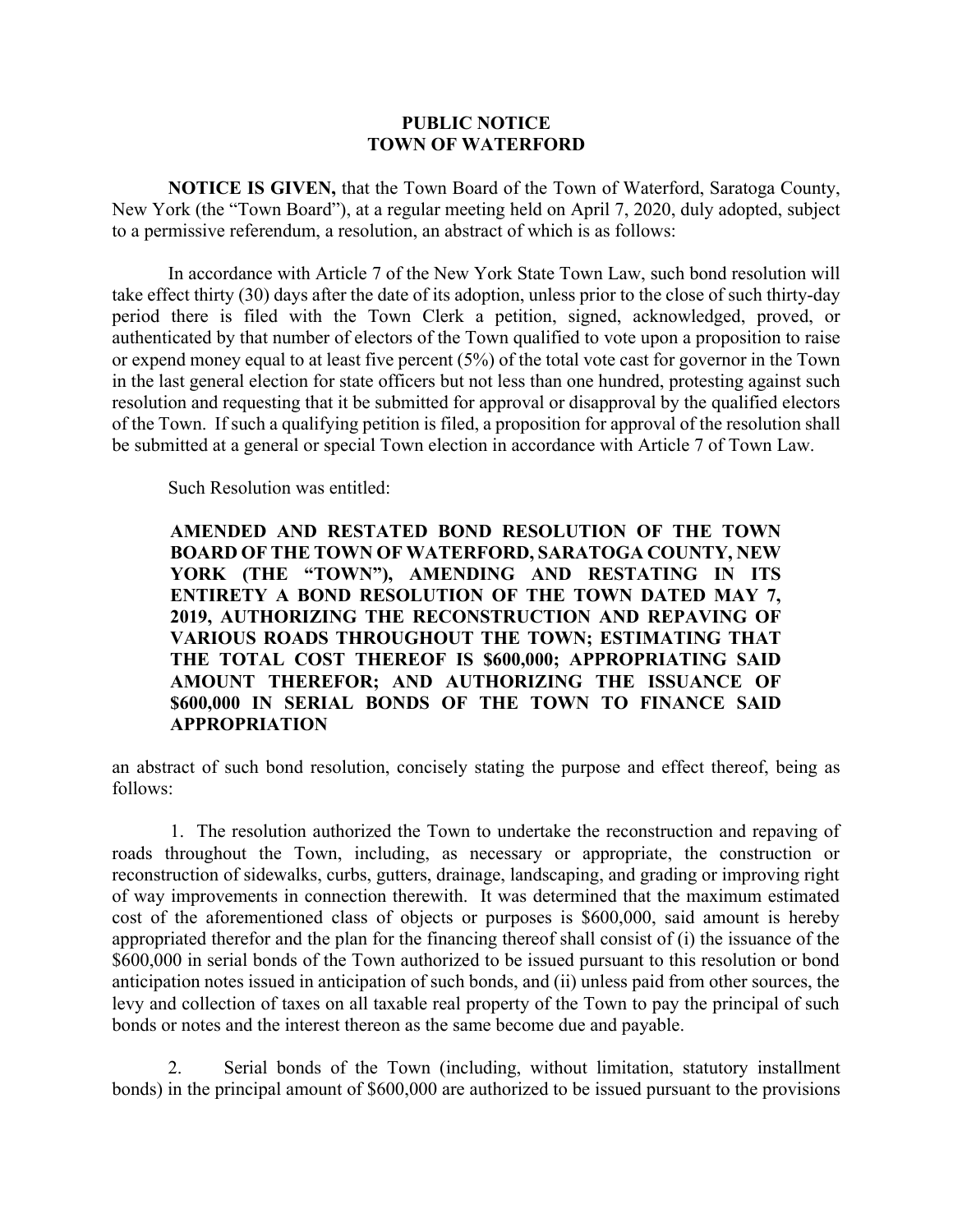# PUBLIC NOTICE
# TOWN OF WATERFORD

**NOTICE IS GIVEN,** that the Town Board of the Town of Waterford, Saratoga County, New York (the "Town Board"), at a regular meeting held on April 7, 2020, duly adopted, subject to a permissive referendum, a resolution, an abstract of which is as follows:

In accordance with Article 7 of the New York State Town Law, such bond resolution will take effect thirty (30) days after the date of its adoption, unless prior to the close of such thirty-day period there is filed with the Town Clerk a petition, signed, acknowledged, proved, or authenticated by that number of electors of the Town qualified to vote upon a proposition to raise or expend money equal to at least five percent (5%) of the total vote cast for governor in the Town in the last general election for state officers but not less than one hundred, protesting against such resolution and requesting that it be submitted for approval or disapproval by the qualified electors of the Town. If such a qualifying petition is filed, a proposition for approval of the resolution shall be submitted at a general or special Town election in accordance with Article 7 of Town Law.

Such Resolution was entitled:

> **AMENDED AND RESTATED BOND RESOLUTION OF THE TOWN BOARD OF THE TOWN OF WATERFORD, SARATOGA COUNTY, NEW YORK (THE "TOWN"), AMENDING AND RESTATING IN ITS ENTIRETY A BOND RESOLUTION OF THE TOWN DATED MAY 7, 2019, AUTHORIZING THE RECONSTRUCTION AND REPAVING OF VARIOUS ROADS THROUGHOUT THE TOWN; ESTIMATING THAT THE TOTAL COST THEREOF IS $600,000; APPROPRIATING SAID AMOUNT THEREFOR; AND AUTHORIZING THE ISSUANCE OF $600,000 IN SERIAL BONDS OF THE TOWN TO FINANCE SAID APPROPRIATION**

an abstract of such bond resolution, concisely stating the purpose and effect thereof, being as follows:

1. The resolution authorized the Town to undertake the reconstruction and repaving of roads throughout the Town, including, as necessary or appropriate, the construction or reconstruction of sidewalks, curbs, gutters, drainage, landscaping, and grading or improving right of way improvements in connection therewith. It was determined that the maximum estimated cost of the aforementioned class of objects or purposes is $600,000, said amount is hereby appropriated therefor and the plan for the financing thereof shall consist of (i) the issuance of the $600,000 in serial bonds of the Town authorized to be issued pursuant to this resolution or bond anticipation notes issued in anticipation of such bonds, and (ii) unless paid from other sources, the levy and collection of taxes on all taxable real property of the Town to pay the principal of such bonds or notes and the interest thereon as the same become due and payable.

2. Serial bonds of the Town (including, without limitation, statutory installment bonds) in the principal amount of $600,000 are authorized to be issued pursuant to the provisions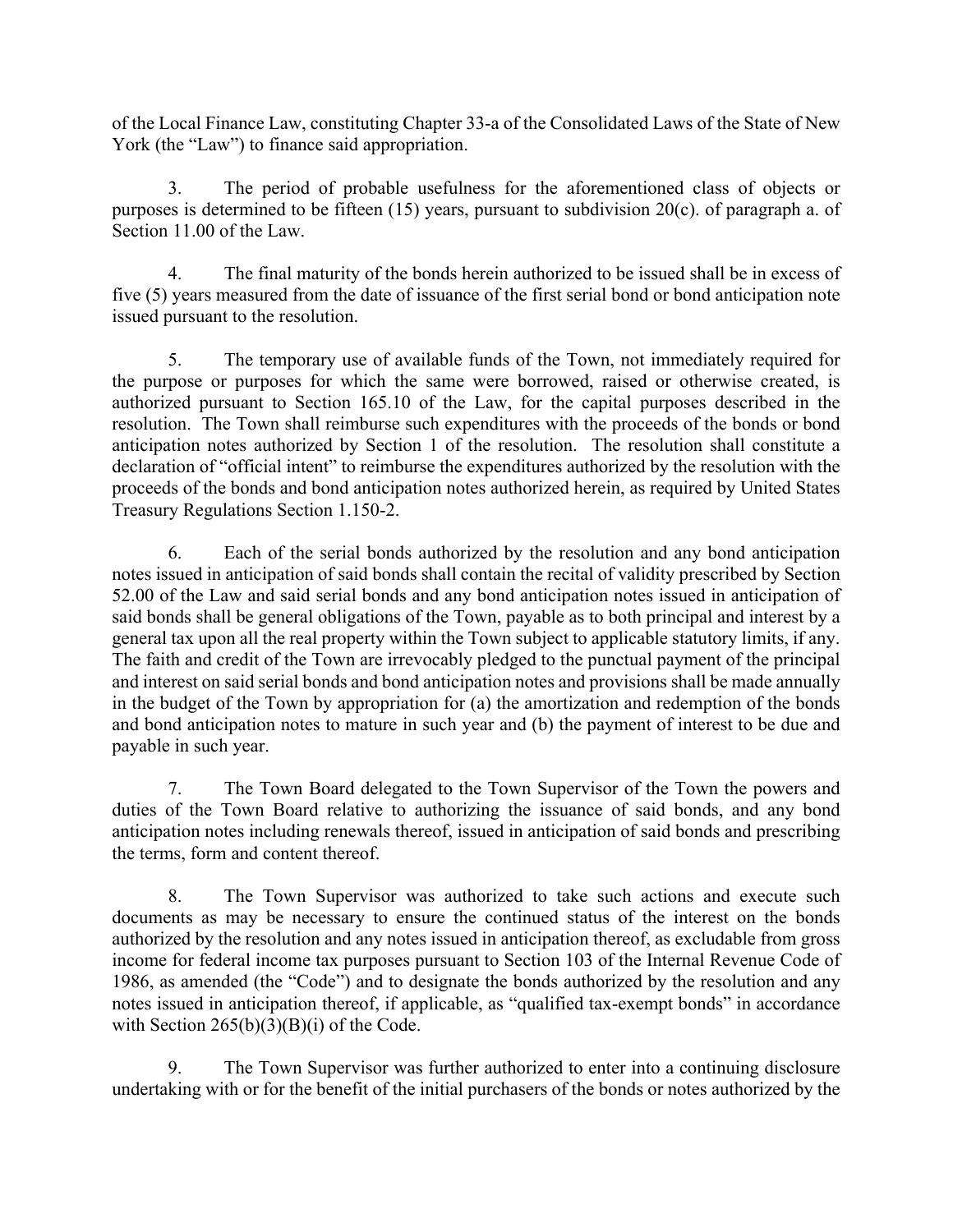of the Local Finance Law, constituting Chapter 33-a of the Consolidated Laws of the State of New York (the "Law") to finance said appropriation.

3. The period of probable usefulness for the aforementioned class of objects or purposes is determined to be fifteen (15) years, pursuant to subdivision 20(c). of paragraph a. of Section 11.00 of the Law.

4. The final maturity of the bonds herein authorized to be issued shall be in excess of five (5) years measured from the date of issuance of the first serial bond or bond anticipation note issued pursuant to the resolution.

5. The temporary use of available funds of the Town, not immediately required for the purpose or purposes for which the same were borrowed, raised or otherwise created, is authorized pursuant to Section 165.10 of the Law, for the capital purposes described in the resolution. The Town shall reimburse such expenditures with the proceeds of the bonds or bond anticipation notes authorized by Section 1 of the resolution. The resolution shall constitute a declaration of "official intent" to reimburse the expenditures authorized by the resolution with the proceeds of the bonds and bond anticipation notes authorized herein, as required by United States Treasury Regulations Section 1.150-2.

6. Each of the serial bonds authorized by the resolution and any bond anticipation notes issued in anticipation of said bonds shall contain the recital of validity prescribed by Section 52.00 of the Law and said serial bonds and any bond anticipation notes issued in anticipation of said bonds shall be general obligations of the Town, payable as to both principal and interest by a general tax upon all the real property within the Town subject to applicable statutory limits, if any. The faith and credit of the Town are irrevocably pledged to the punctual payment of the principal and interest on said serial bonds and bond anticipation notes and provisions shall be made annually in the budget of the Town by appropriation for (a) the amortization and redemption of the bonds and bond anticipation notes to mature in such year and (b) the payment of interest to be due and payable in such year.

7. The Town Board delegated to the Town Supervisor of the Town the powers and duties of the Town Board relative to authorizing the issuance of said bonds, and any bond anticipation notes including renewals thereof, issued in anticipation of said bonds and prescribing the terms, form and content thereof.

8. The Town Supervisor was authorized to take such actions and execute such documents as may be necessary to ensure the continued status of the interest on the bonds authorized by the resolution and any notes issued in anticipation thereof, as excludable from gross income for federal income tax purposes pursuant to Section 103 of the Internal Revenue Code of 1986, as amended (the "Code") and to designate the bonds authorized by the resolution and any notes issued in anticipation thereof, if applicable, as "qualified tax-exempt bonds" in accordance with Section 265(b)(3)(B)(i) of the Code.

9. The Town Supervisor was further authorized to enter into a continuing disclosure undertaking with or for the benefit of the initial purchasers of the bonds or notes authorized by the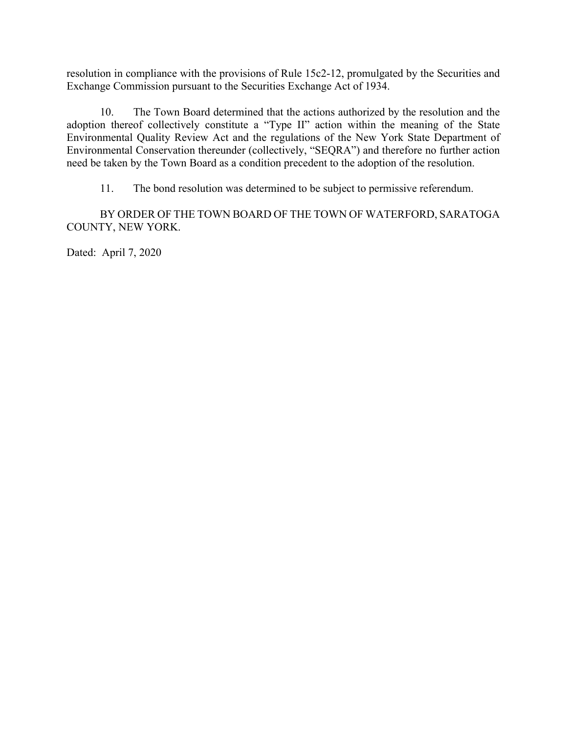resolution in compliance with the provisions of Rule 15c2-12, promulgated by the Securities and Exchange Commission pursuant to the Securities Exchange Act of 1934.

10. The Town Board determined that the actions authorized by the resolution and the adoption thereof collectively constitute a "Type II" action within the meaning of the State Environmental Quality Review Act and the regulations of the New York State Department of Environmental Conservation thereunder (collectively, "SEQRA") and therefore no further action need be taken by the Town Board as a condition precedent to the adoption of the resolution.

11. The bond resolution was determined to be subject to permissive referendum.

BY ORDER OF THE TOWN BOARD OF THE TOWN OF WATERFORD, SARATOGA COUNTY, NEW YORK.

Dated: April 7, 2020